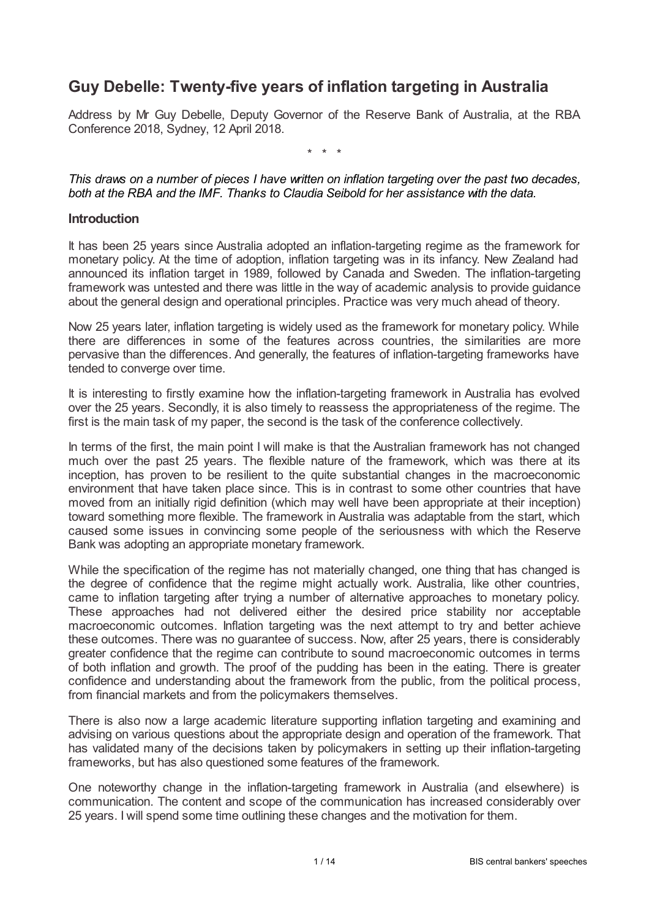# Guy Debelle: Twenty-five years of inflation targeting in Australia

Address by Mr Guy Debelle, Deputy Governor of the Reserve Bank of Australia, at the RBA Conference 2018, Sydney, 12 April 2018.

\* \* \*

*This draws on a number of pieces I have written on inflation targeting over the past two decades, both at the RBA and the IMF. Thanks to Claudia Seibold for her assistance with the data.*

## Introduction

It has been 25 years since Australia adopted an inflation-targeting regime as the framework for monetary policy. At the time of adoption, inflation targeting was in its infancy. New Zealand had announced its inflation target in 1989, followed by Canada and Sweden. The inflation-targeting framework was untested and there was little in the way of academic analysis to provide guidance about the general design and operational principles. Practice was very much ahead of theory.

Now 25 years later, inflation targeting is widely used as the framework for monetary policy. While there are differences in some of the features across countries, the similarities are more pervasive than the differences. And generally, the features of inflation-targeting frameworks have tended to converge over time.

It is interesting to firstly examine how the inflation-targeting framework in Australia has evolved over the 25 years. Secondly, it is also timely to reassess the appropriateness of the regime. The first is the main task of my paper, the second is the task of the conference collectively.

In terms of the first, the main point I will make is that the Australian framework has not changed much over the past 25 years. The flexible nature of the framework, which was there at its inception, has proven to be resilient to the quite substantial changes in the macroeconomic environment that have taken place since. This is in contrast to some other countries that have moved from an initially rigid definition (which may well have been appropriate at their inception) toward something more flexible. The framework in Australia was adaptable from the start, which caused some issues in convincing some people of the seriousness with which the Reserve Bank was adopting an appropriate monetary framework.

While the specification of the regime has not materially changed, one thing that has changed is the degree of confidence that the regime might actually work. Australia, like other countries, came to inflation targeting after trying a number of alternative approaches to monetary policy. These approaches had not delivered either the desired price stability nor acceptable macroeconomic outcomes. Inflation targeting was the next attempt to try and better achieve these outcomes. There was no guarantee of success. Now, after 25 years, there is considerably greater confidence that the regime can contribute to sound macroeconomic outcomes in terms of both inflation and growth. The proof of the pudding has been in the eating. There is greater confidence and understanding about the framework from the public, from the political process, from financial markets and from the policymakers themselves.

There is also now a large academic literature supporting inflation targeting and examining and advising on various questions about the appropriate design and operation of the framework. That has validated many of the decisions taken by policymakers in setting up their inflation-targeting frameworks, but has also questioned some features of the framework.

One noteworthy change in the inflation-targeting framework in Australia (and elsewhere) is communication. The content and scope of the communication has increased considerably over 25 years. I will spend some time outlining these changes and the motivation for them.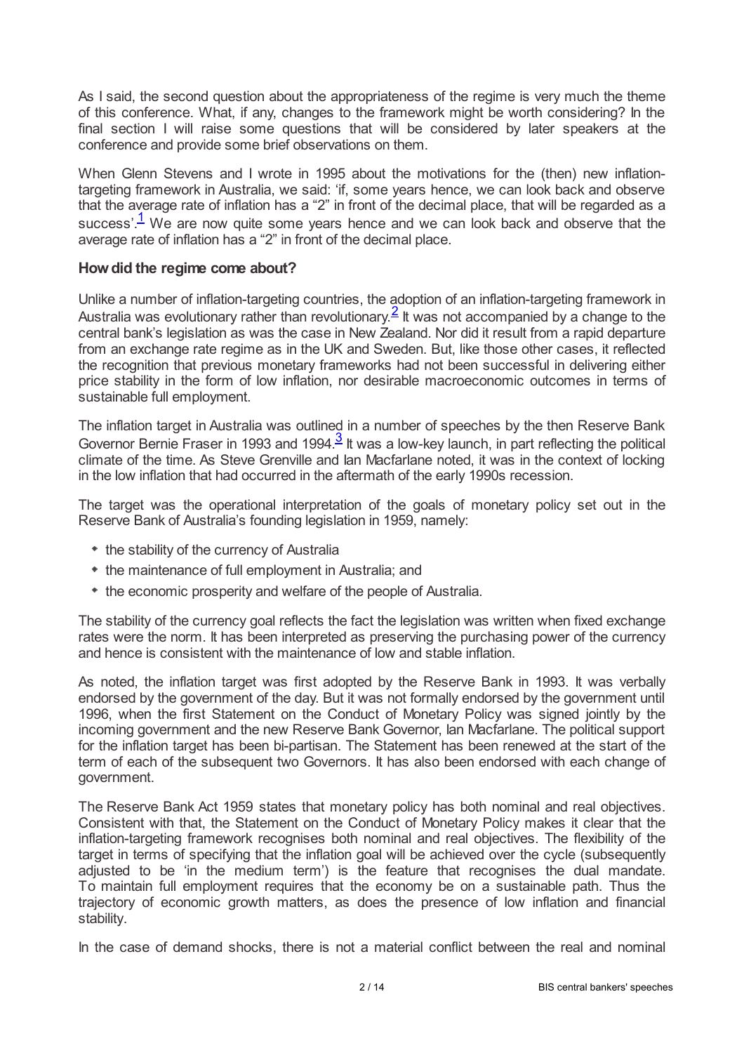As I said, the second question about the appropriateness of the regime is very much the theme of this conference. What, if any, changes to the framework might be worth considering? In the final section I will raise some questions that will be considered by later speakers at the conference and provide some brief observations on them.

When Glenn Stevens and I wrote in 1995 about the motivations for the (then) new inflation-targeting framework in Australia, we said: 'if, some years hence, we can look back and observe that the average rate of inflation has a "2" in front of the decimal place, that will be regarded as a success'.[1] We are now quite some years hence and we can look back and observe that the average rate of inflation has a "2" in front of the decimal place.

### How did the regime come about?

Unlike a number of inflation-targeting countries, the adoption of an inflation-targeting framework in Australia was evolutionary rather than revolutionary.[2] It was not accompanied by a change to the central bank's legislation as was the case in New Zealand. Nor did it result from a rapid departure from an exchange rate regime as in the UK and Sweden. But, like those other cases, it reflected the recognition that previous monetary frameworks had not been successful in delivering either price stability in the form of low inflation, nor desirable macroeconomic outcomes in terms of sustainable full employment.

The inflation target in Australia was outlined in a number of speeches by the then Reserve Bank Governor Bernie Fraser in 1993 and 1994.[3] It was a low-key launch, in part reflecting the political climate of the time. As Steve Grenville and Ian Macfarlane noted, it was in the context of locking in the low inflation that had occurred in the aftermath of the early 1990s recession.

The target was the operational interpretation of the goals of monetary policy set out in the Reserve Bank of Australia's founding legislation in 1959, namely:

- the stability of the currency of Australia
- the maintenance of full employment in Australia; and
- the economic prosperity and welfare of the people of Australia.

The stability of the currency goal reflects the fact the legislation was written when fixed exchange rates were the norm. It has been interpreted as preserving the purchasing power of the currency and hence is consistent with the maintenance of low and stable inflation.

As noted, the inflation target was first adopted by the Reserve Bank in 1993. It was verbally endorsed by the government of the day. But it was not formally endorsed by the government until 1996, when the first Statement on the Conduct of Monetary Policy was signed jointly by the incoming government and the new Reserve Bank Governor, Ian Macfarlane. The political support for the inflation target has been bi-partisan. The Statement has been renewed at the start of the term of each of the subsequent two Governors. It has also been endorsed with each change of government.

The Reserve Bank Act 1959 states that monetary policy has both nominal and real objectives. Consistent with that, the Statement on the Conduct of Monetary Policy makes it clear that the inflation-targeting framework recognises both nominal and real objectives. The flexibility of the target in terms of specifying that the inflation goal will be achieved over the cycle (subsequently adjusted to be 'in the medium term') is the feature that recognises the dual mandate. To maintain full employment requires that the economy be on a sustainable path. Thus the trajectory of economic growth matters, as does the presence of low inflation and financial stability.

In the case of demand shocks, there is not a material conflict between the real and nominal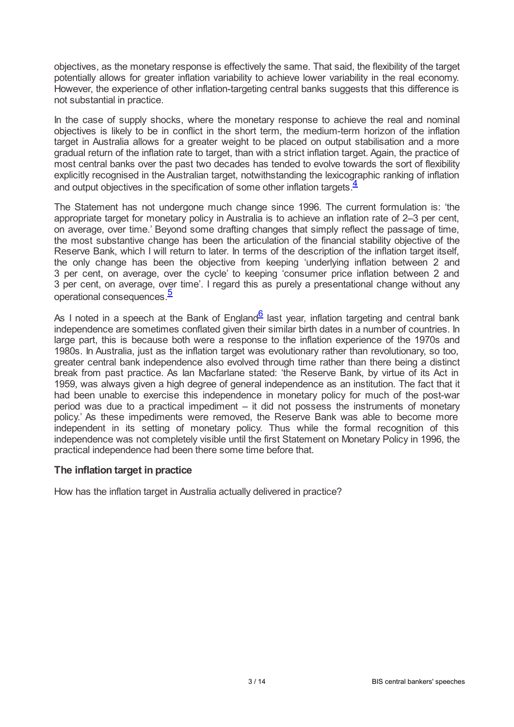objectives, as the monetary response is effectively the same. That said, the flexibility of the target potentially allows for greater inflation variability to achieve lower variability in the real economy. However, the experience of other inflation-targeting central banks suggests that this difference is not substantial in practice.

In the case of supply shocks, where the monetary response to achieve the real and nominal objectives is likely to be in conflict in the short term, the medium-term horizon of the inflation target in Australia allows for a greater weight to be placed on output stabilisation and a more gradual return of the inflation rate to target, than with a strict inflation target. Again, the practice of most central banks over the past two decades has tended to evolve towards the sort of flexibility explicitly recognised in the Australian target, notwithstanding the lexicographic ranking of inflation and output objectives in the specification of some other inflation targets.[4]

The Statement has not undergone much change since 1996. The current formulation is: 'the appropriate target for monetary policy in Australia is to achieve an inflation rate of 2–3 per cent, on average, over time.' Beyond some drafting changes that simply reflect the passage of time, the most substantive change has been the articulation of the financial stability objective of the Reserve Bank, which I will return to later. In terms of the description of the inflation target itself, the only change has been the objective from keeping 'underlying inflation between 2 and 3 per cent, on average, over the cycle' to keeping 'consumer price inflation between 2 and 3 per cent, on average, over time'. I regard this as purely a presentational change without any operational consequences.[5]

As I noted in a speech at the Bank of England[6] last year, inflation targeting and central bank independence are sometimes conflated given their similar birth dates in a number of countries. In large part, this is because both were a response to the inflation experience of the 1970s and 1980s. In Australia, just as the inflation target was evolutionary rather than revolutionary, so too, greater central bank independence also evolved through time rather than there being a distinct break from past practice. As Ian Macfarlane stated: 'the Reserve Bank, by virtue of its Act in 1959, was always given a high degree of general independence as an institution. The fact that it had been unable to exercise this independence in monetary policy for much of the post-war period was due to a practical impediment – it did not possess the instruments of monetary policy.' As these impediments were removed, the Reserve Bank was able to become more independent in its setting of monetary policy. Thus while the formal recognition of this independence was not completely visible until the first Statement on Monetary Policy in 1996, the practical independence had been there some time before that.

### The inflation target in practice

How has the inflation target in Australia actually delivered in practice?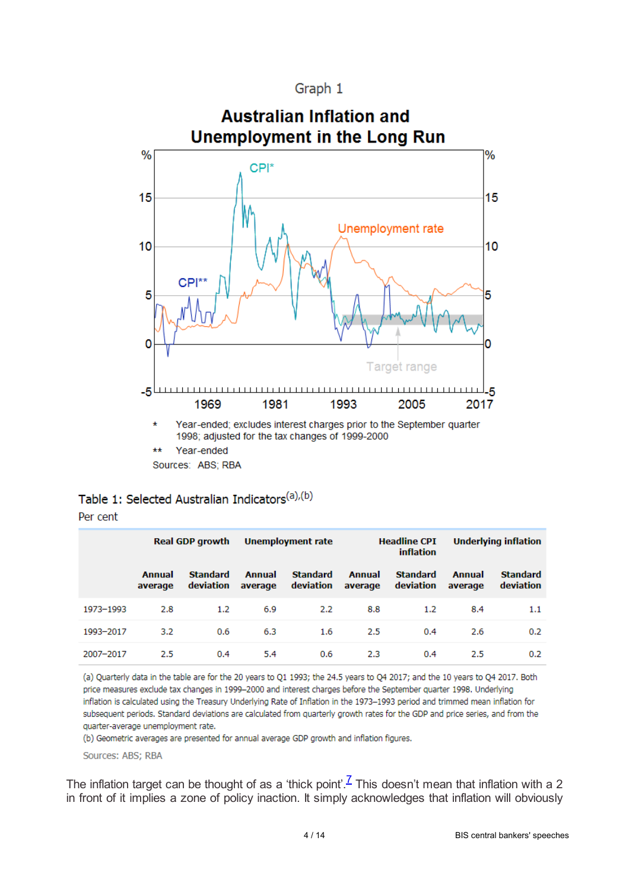Graph 1

**Australian Inflation and Unemployment in the Long Run**

\* Year-ended; excludes interest charges prior to the September quarter 1998; adjusted for the tax changes of 1999-2000

\*\* Year-ended

Sources: ABS; RBA

Table 1: Selected Australian Indicators[(a),(b)]

Per cent

| | Real GDP growth | | Unemployment rate | | Headline CPI inflation | | Underlying inflation | |
|---|---|---|---|---|---|---|---|---|
| | **Annual average** | **Standard deviation** | **Annual average** | **Standard deviation** | **Annual average** | **Standard deviation** | **Annual average** | **Standard deviation** |
| 1973–1993 | 2.8 | 1.2 | 6.9 | 2.2 | 8.8 | 1.2 | 8.4 | 1.1 |
| 1993–2017 | 3.2 | 0.6 | 6.3 | 1.6 | 2.5 | 0.4 | 2.6 | 0.2 |
| 2007–2017 | 2.5 | 0.4 | 5.4 | 0.6 | 2.3 | 0.4 | 2.5 | 0.2 |

(a) Quarterly data in the table are for the 20 years to Q1 1993; the 24.5 years to Q4 2017; and the 10 years to Q4 2017. Both price measures exclude tax changes in 1999–2000 and interest charges before the September quarter 1998. Underlying inflation is calculated using the Treasury Underlying Rate of Inflation in the 1973–1993 period and trimmed mean inflation for subsequent periods. Standard deviations are calculated from quarterly growth rates for the GDP and price series, and from the quarter-average unemployment rate.

(b) Geometric averages are presented for annual average GDP growth and inflation figures.

Sources: ABS; RBA

The inflation target can be thought of as a 'thick point'.[7] This doesn't mean that inflation with a 2 in front of it implies a zone of policy inaction. It simply acknowledges that inflation will obviously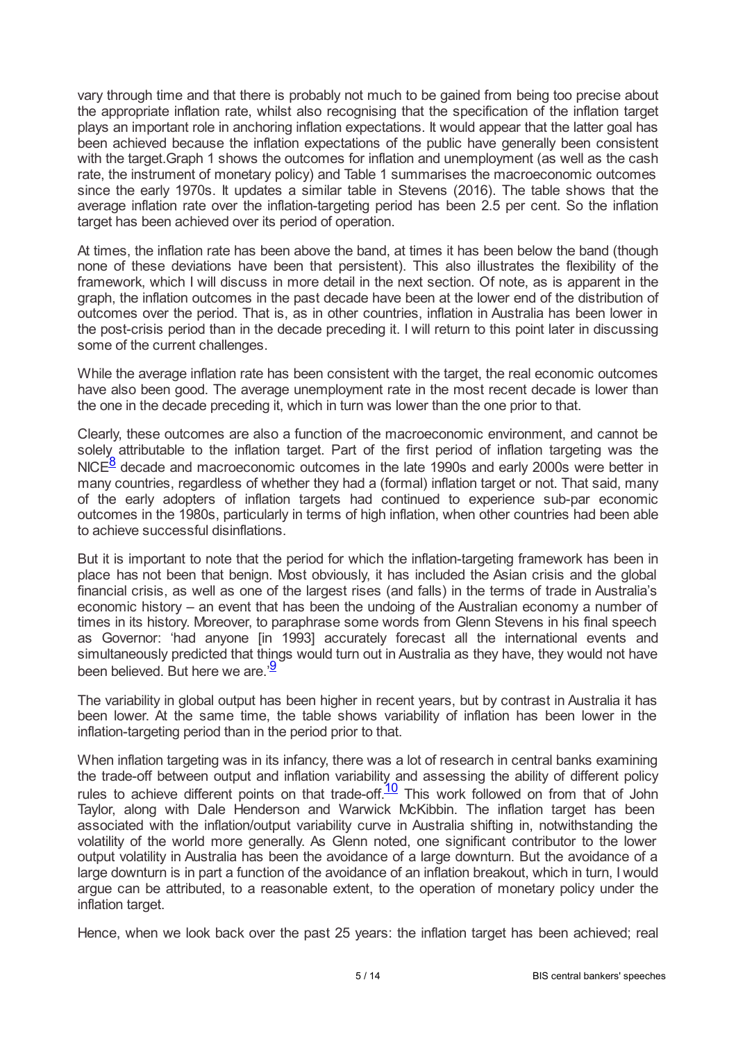vary through time and that there is probably not much to be gained from being too precise about the appropriate inflation rate, whilst also recognising that the specification of the inflation target plays an important role in anchoring inflation expectations. It would appear that the latter goal has been achieved because the inflation expectations of the public have generally been consistent with the target.Graph 1 shows the outcomes for inflation and unemployment (as well as the cash rate, the instrument of monetary policy) and Table 1 summarises the macroeconomic outcomes since the early 1970s. It updates a similar table in Stevens (2016). The table shows that the average inflation rate over the inflation-targeting period has been 2.5 per cent. So the inflation target has been achieved over its period of operation.

At times, the inflation rate has been above the band, at times it has been below the band (though none of these deviations have been that persistent). This also illustrates the flexibility of the framework, which I will discuss in more detail in the next section. Of note, as is apparent in the graph, the inflation outcomes in the past decade have been at the lower end of the distribution of outcomes over the period. That is, as in other countries, inflation in Australia has been lower in the post-crisis period than in the decade preceding it. I will return to this point later in discussing some of the current challenges.

While the average inflation rate has been consistent with the target, the real economic outcomes have also been good. The average unemployment rate in the most recent decade is lower than the one in the decade preceding it, which in turn was lower than the one prior to that.

Clearly, these outcomes are also a function of the macroeconomic environment, and cannot be solely attributable to the inflation target. Part of the first period of inflation targeting was the NICE[8] decade and macroeconomic outcomes in the late 1990s and early 2000s were better in many countries, regardless of whether they had a (formal) inflation target or not. That said, many of the early adopters of inflation targets had continued to experience sub-par economic outcomes in the 1980s, particularly in terms of high inflation, when other countries had been able to achieve successful disinflations.

But it is important to note that the period for which the inflation-targeting framework has been in place has not been that benign. Most obviously, it has included the Asian crisis and the global financial crisis, as well as one of the largest rises (and falls) in the terms of trade in Australia's economic history – an event that has been the undoing of the Australian economy a number of times in its history. Moreover, to paraphrase some words from Glenn Stevens in his final speech as Governor: 'had anyone [in 1993] accurately forecast all the international events and simultaneously predicted that things would turn out in Australia as they have, they would not have been believed. But here we are.'[9]

The variability in global output has been higher in recent years, but by contrast in Australia it has been lower. At the same time, the table shows variability of inflation has been lower in the inflation-targeting period than in the period prior to that.

When inflation targeting was in its infancy, there was a lot of research in central banks examining the trade-off between output and inflation variability and assessing the ability of different policy rules to achieve different points on that trade-off.[10] This work followed on from that of John Taylor, along with Dale Henderson and Warwick McKibbin. The inflation target has been associated with the inflation/output variability curve in Australia shifting in, notwithstanding the volatility of the world more generally. As Glenn noted, one significant contributor to the lower output volatility in Australia has been the avoidance of a large downturn. But the avoidance of a large downturn is in part a function of the avoidance of an inflation breakout, which in turn, I would argue can be attributed, to a reasonable extent, to the operation of monetary policy under the inflation target.

Hence, when we look back over the past 25 years: the inflation target has been achieved; real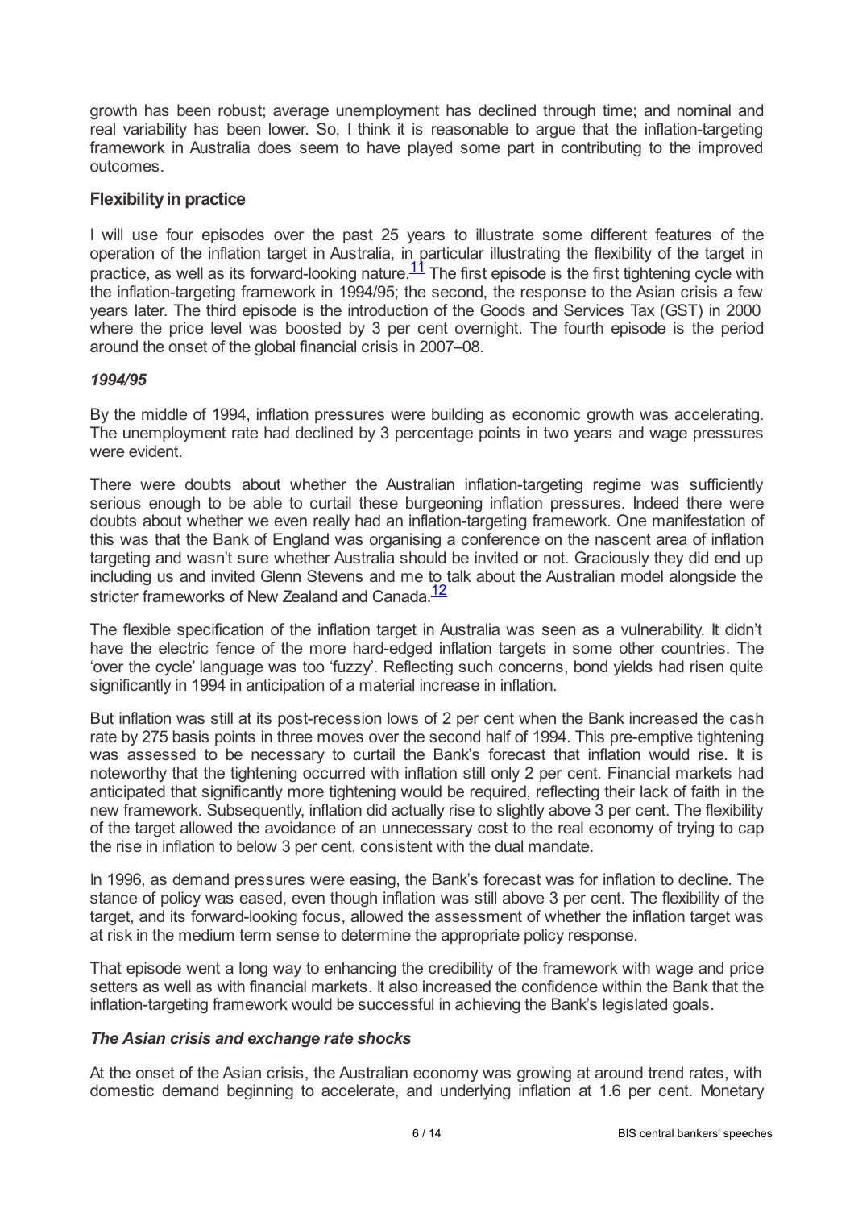growth has been robust; average unemployment has declined through time; and nominal and real variability has been lower. So, I think it is reasonable to argue that the inflation-targeting framework in Australia does seem to have played some part in contributing to the improved outcomes.

### Flexibility in practice

I will use four episodes over the past 25 years to illustrate some different features of the operation of the inflation target in Australia, in particular illustrating the flexibility of the target in practice, as well as its forward-looking nature.[11] The first episode is the first tightening cycle with the inflation-targeting framework in 1994/95; the second, the response to the Asian crisis a few years later. The third episode is the introduction of the Goods and Services Tax (GST) in 2000 where the price level was boosted by 3 per cent overnight. The fourth episode is the period around the onset of the global financial crisis in 2007–08.

#### *1994/95*

By the middle of 1994, inflation pressures were building as economic growth was accelerating. The unemployment rate had declined by 3 percentage points in two years and wage pressures were evident.

There were doubts about whether the Australian inflation-targeting regime was sufficiently serious enough to be able to curtail these burgeoning inflation pressures. Indeed there were doubts about whether we even really had an inflation-targeting framework. One manifestation of this was that the Bank of England was organising a conference on the nascent area of inflation targeting and wasn't sure whether Australia should be invited or not. Graciously they did end up including us and invited Glenn Stevens and me to talk about the Australian model alongside the stricter frameworks of New Zealand and Canada.[12]

The flexible specification of the inflation target in Australia was seen as a vulnerability. It didn't have the electric fence of the more hard-edged inflation targets in some other countries. The 'over the cycle' language was too 'fuzzy'. Reflecting such concerns, bond yields had risen quite significantly in 1994 in anticipation of a material increase in inflation.

But inflation was still at its post-recession lows of 2 per cent when the Bank increased the cash rate by 275 basis points in three moves over the second half of 1994. This pre-emptive tightening was assessed to be necessary to curtail the Bank's forecast that inflation would rise. It is noteworthy that the tightening occurred with inflation still only 2 per cent. Financial markets had anticipated that significantly more tightening would be required, reflecting their lack of faith in the new framework. Subsequently, inflation did actually rise to slightly above 3 per cent. The flexibility of the target allowed the avoidance of an unnecessary cost to the real economy of trying to cap the rise in inflation to below 3 per cent, consistent with the dual mandate.

In 1996, as demand pressures were easing, the Bank's forecast was for inflation to decline. The stance of policy was eased, even though inflation was still above 3 per cent. The flexibility of the target, and its forward-looking focus, allowed the assessment of whether the inflation target was at risk in the medium term sense to determine the appropriate policy response.

That episode went a long way to enhancing the credibility of the framework with wage and price setters as well as with financial markets. It also increased the confidence within the Bank that the inflation-targeting framework would be successful in achieving the Bank's legislated goals.

#### *The Asian crisis and exchange rate shocks*

At the onset of the Asian crisis, the Australian economy was growing at around trend rates, with domestic demand beginning to accelerate, and underlying inflation at 1.6 per cent. Monetary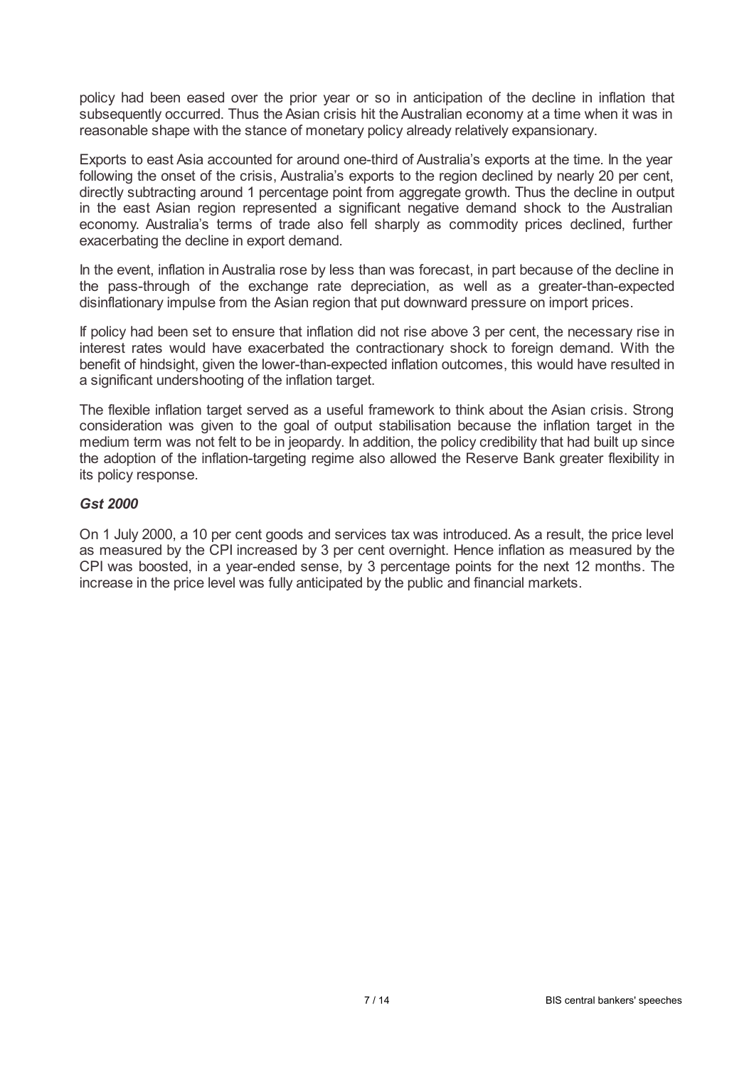policy had been eased over the prior year or so in anticipation of the decline in inflation that subsequently occurred. Thus the Asian crisis hit the Australian economy at a time when it was in reasonable shape with the stance of monetary policy already relatively expansionary.

Exports to east Asia accounted for around one-third of Australia's exports at the time. In the year following the onset of the crisis, Australia's exports to the region declined by nearly 20 per cent, directly subtracting around 1 percentage point from aggregate growth. Thus the decline in output in the east Asian region represented a significant negative demand shock to the Australian economy. Australia's terms of trade also fell sharply as commodity prices declined, further exacerbating the decline in export demand.

In the event, inflation in Australia rose by less than was forecast, in part because of the decline in the pass-through of the exchange rate depreciation, as well as a greater-than-expected disinflationary impulse from the Asian region that put downward pressure on import prices.

If policy had been set to ensure that inflation did not rise above 3 per cent, the necessary rise in interest rates would have exacerbated the contractionary shock to foreign demand. With the benefit of hindsight, given the lower-than-expected inflation outcomes, this would have resulted in a significant undershooting of the inflation target.

The flexible inflation target served as a useful framework to think about the Asian crisis. Strong consideration was given to the goal of output stabilisation because the inflation target in the medium term was not felt to be in jeopardy. In addition, the policy credibility that had built up since the adoption of the inflation-targeting regime also allowed the Reserve Bank greater flexibility in its policy response.

### *Gst 2000*

On 1 July 2000, a 10 per cent goods and services tax was introduced. As a result, the price level as measured by the CPI increased by 3 per cent overnight. Hence inflation as measured by the CPI was boosted, in a year-ended sense, by 3 percentage points for the next 12 months. The increase in the price level was fully anticipated by the public and financial markets.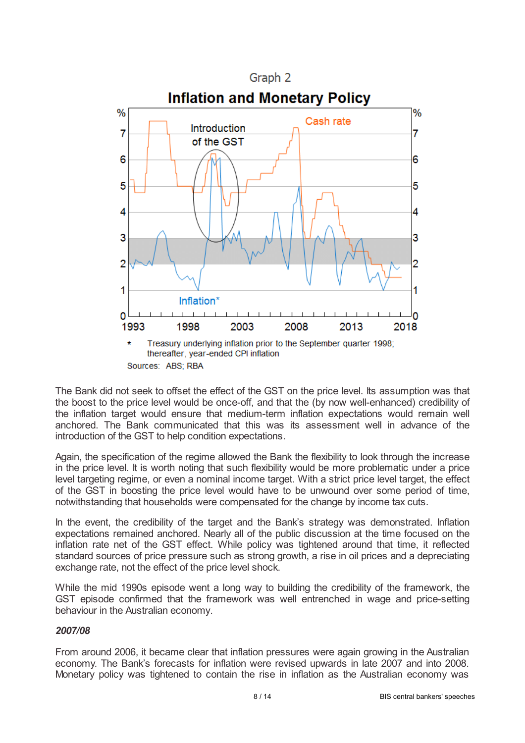Graph 2

**Inflation and Monetary Policy**

\* Treasury underlying inflation prior to the September quarter 1998; thereafter, year-ended CPI inflation

Sources: ABS; RBA

The Bank did not seek to offset the effect of the GST on the price level. Its assumption was that the boost to the price level would be once-off, and that the (by now well-enhanced) credibility of the inflation target would ensure that medium-term inflation expectations would remain well anchored. The Bank communicated that this was its assessment well in advance of the introduction of the GST to help condition expectations.

Again, the specification of the regime allowed the Bank the flexibility to look through the increase in the price level. It is worth noting that such flexibility would be more problematic under a price level targeting regime, or even a nominal income target. With a strict price level target, the effect of the GST in boosting the price level would have to be unwound over some period of time, notwithstanding that households were compensated for the change by income tax cuts.

In the event, the credibility of the target and the Bank's strategy was demonstrated. Inflation expectations remained anchored. Nearly all of the public discussion at the time focused on the inflation rate net of the GST effect. While policy was tightened around that time, it reflected standard sources of price pressure such as strong growth, a rise in oil prices and a depreciating exchange rate, not the effect of the price level shock.

While the mid 1990s episode went a long way to building the credibility of the framework, the GST episode confirmed that the framework was well entrenched in wage and price-setting behaviour in the Australian economy.

***2007/08***

From around 2006, it became clear that inflation pressures were again growing in the Australian economy. The Bank's forecasts for inflation were revised upwards in late 2007 and into 2008. Monetary policy was tightened to contain the rise in inflation as the Australian economy was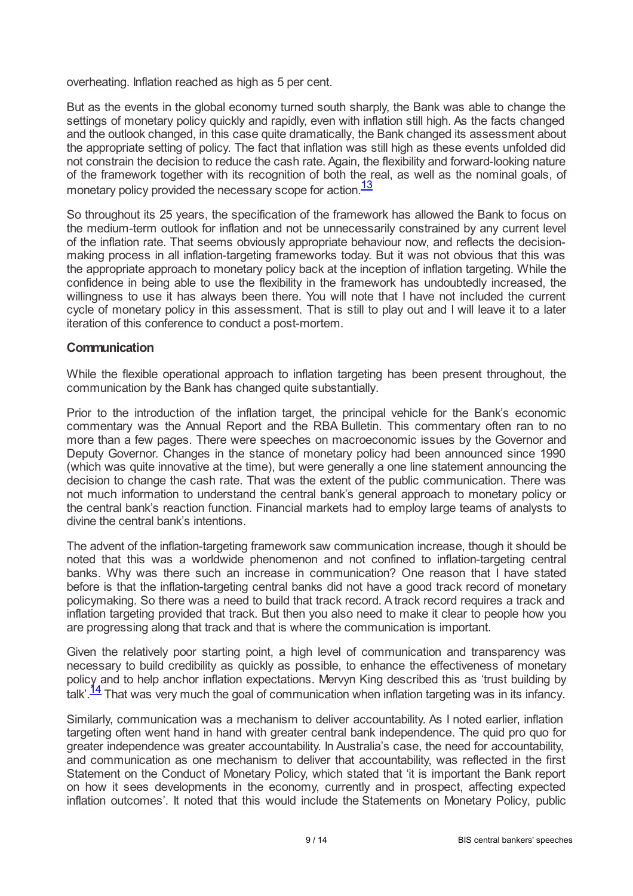overheating. Inflation reached as high as 5 per cent.

But as the events in the global economy turned south sharply, the Bank was able to change the settings of monetary policy quickly and rapidly, even with inflation still high. As the facts changed and the outlook changed, in this case quite dramatically, the Bank changed its assessment about the appropriate setting of policy. The fact that inflation was still high as these events unfolded did not constrain the decision to reduce the cash rate. Again, the flexibility and forward-looking nature of the framework together with its recognition of both the real, as well as the nominal goals, of monetary policy provided the necessary scope for action.[13]

So throughout its 25 years, the specification of the framework has allowed the Bank to focus on the medium-term outlook for inflation and not be unnecessarily constrained by any current level of the inflation rate. That seems obviously appropriate behaviour now, and reflects the decision-making process in all inflation-targeting frameworks today. But it was not obvious that this was the appropriate approach to monetary policy back at the inception of inflation targeting. While the confidence in being able to use the flexibility in the framework has undoubtedly increased, the willingness to use it has always been there. You will note that I have not included the current cycle of monetary policy in this assessment. That is still to play out and I will leave it to a later iteration of this conference to conduct a post-mortem.

## Communication

While the flexible operational approach to inflation targeting has been present throughout, the communication by the Bank has changed quite substantially.

Prior to the introduction of the inflation target, the principal vehicle for the Bank's economic commentary was the Annual Report and the RBA Bulletin. This commentary often ran to no more than a few pages. There were speeches on macroeconomic issues by the Governor and Deputy Governor. Changes in the stance of monetary policy had been announced since 1990 (which was quite innovative at the time), but were generally a one line statement announcing the decision to change the cash rate. That was the extent of the public communication. There was not much information to understand the central bank's general approach to monetary policy or the central bank's reaction function. Financial markets had to employ large teams of analysts to divine the central bank's intentions.

The advent of the inflation-targeting framework saw communication increase, though it should be noted that this was a worldwide phenomenon and not confined to inflation-targeting central banks. Why was there such an increase in communication? One reason that I have stated before is that the inflation-targeting central banks did not have a good track record of monetary policymaking. So there was a need to build that track record. A track record requires a track and inflation targeting provided that track. But then you also need to make it clear to people how you are progressing along that track and that is where the communication is important.

Given the relatively poor starting point, a high level of communication and transparency was necessary to build credibility as quickly as possible, to enhance the effectiveness of monetary policy and to help anchor inflation expectations. Mervyn King described this as 'trust building by talk'.[14] That was very much the goal of communication when inflation targeting was in its infancy.

Similarly, communication was a mechanism to deliver accountability. As I noted earlier, inflation targeting often went hand in hand with greater central bank independence. The quid pro quo for greater independence was greater accountability. In Australia's case, the need for accountability, and communication as one mechanism to deliver that accountability, was reflected in the first Statement on the Conduct of Monetary Policy, which stated that 'it is important the Bank report on how it sees developments in the economy, currently and in prospect, affecting expected inflation outcomes'. It noted that this would include the Statements on Monetary Policy, public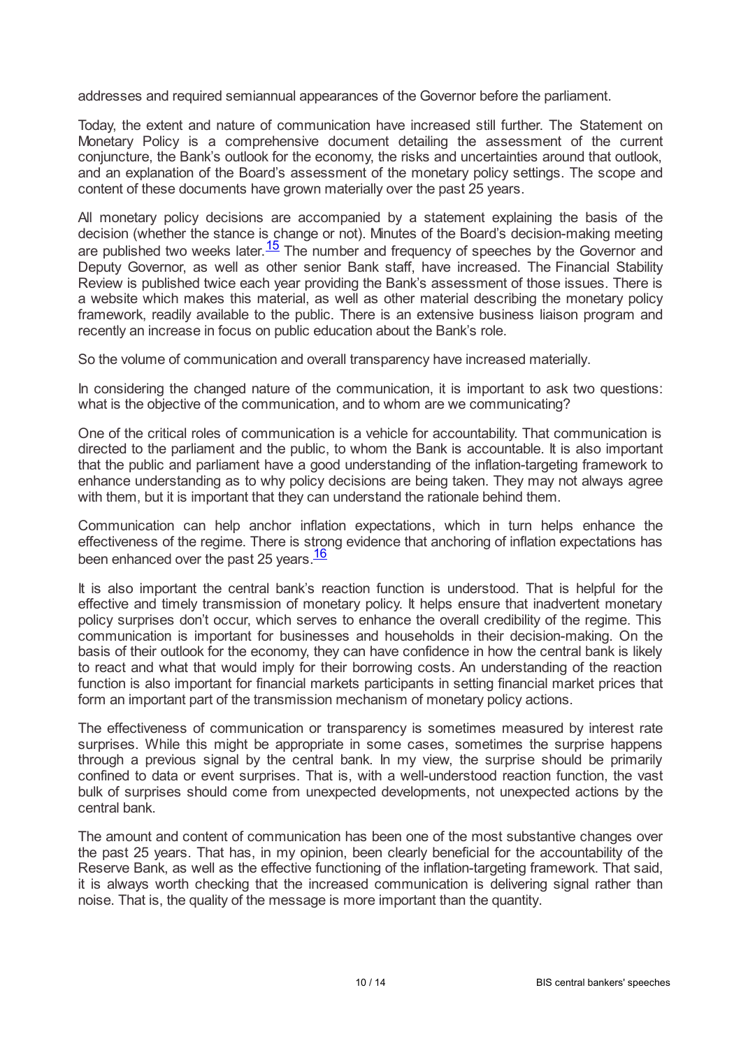addresses and required semiannual appearances of the Governor before the parliament.

Today, the extent and nature of communication have increased still further. The Statement on Monetary Policy is a comprehensive document detailing the assessment of the current conjuncture, the Bank's outlook for the economy, the risks and uncertainties around that outlook, and an explanation of the Board's assessment of the monetary policy settings. The scope and content of these documents have grown materially over the past 25 years.

All monetary policy decisions are accompanied by a statement explaining the basis of the decision (whether the stance is change or not). Minutes of the Board's decision-making meeting are published two weeks later.[15] The number and frequency of speeches by the Governor and Deputy Governor, as well as other senior Bank staff, have increased. The Financial Stability Review is published twice each year providing the Bank's assessment of those issues. There is a website which makes this material, as well as other material describing the monetary policy framework, readily available to the public. There is an extensive business liaison program and recently an increase in focus on public education about the Bank's role.

So the volume of communication and overall transparency have increased materially.

In considering the changed nature of the communication, it is important to ask two questions: what is the objective of the communication, and to whom are we communicating?

One of the critical roles of communication is a vehicle for accountability. That communication is directed to the parliament and the public, to whom the Bank is accountable. It is also important that the public and parliament have a good understanding of the inflation-targeting framework to enhance understanding as to why policy decisions are being taken. They may not always agree with them, but it is important that they can understand the rationale behind them.

Communication can help anchor inflation expectations, which in turn helps enhance the effectiveness of the regime. There is strong evidence that anchoring of inflation expectations has been enhanced over the past 25 years.[16]

It is also important the central bank's reaction function is understood. That is helpful for the effective and timely transmission of monetary policy. It helps ensure that inadvertent monetary policy surprises don't occur, which serves to enhance the overall credibility of the regime. This communication is important for businesses and households in their decision-making. On the basis of their outlook for the economy, they can have confidence in how the central bank is likely to react and what that would imply for their borrowing costs. An understanding of the reaction function is also important for financial markets participants in setting financial market prices that form an important part of the transmission mechanism of monetary policy actions.

The effectiveness of communication or transparency is sometimes measured by interest rate surprises. While this might be appropriate in some cases, sometimes the surprise happens through a previous signal by the central bank. In my view, the surprise should be primarily confined to data or event surprises. That is, with a well-understood reaction function, the vast bulk of surprises should come from unexpected developments, not unexpected actions by the central bank.

The amount and content of communication has been one of the most substantive changes over the past 25 years. That has, in my opinion, been clearly beneficial for the accountability of the Reserve Bank, as well as the effective functioning of the inflation-targeting framework. That said, it is always worth checking that the increased communication is delivering signal rather than noise. That is, the quality of the message is more important than the quantity.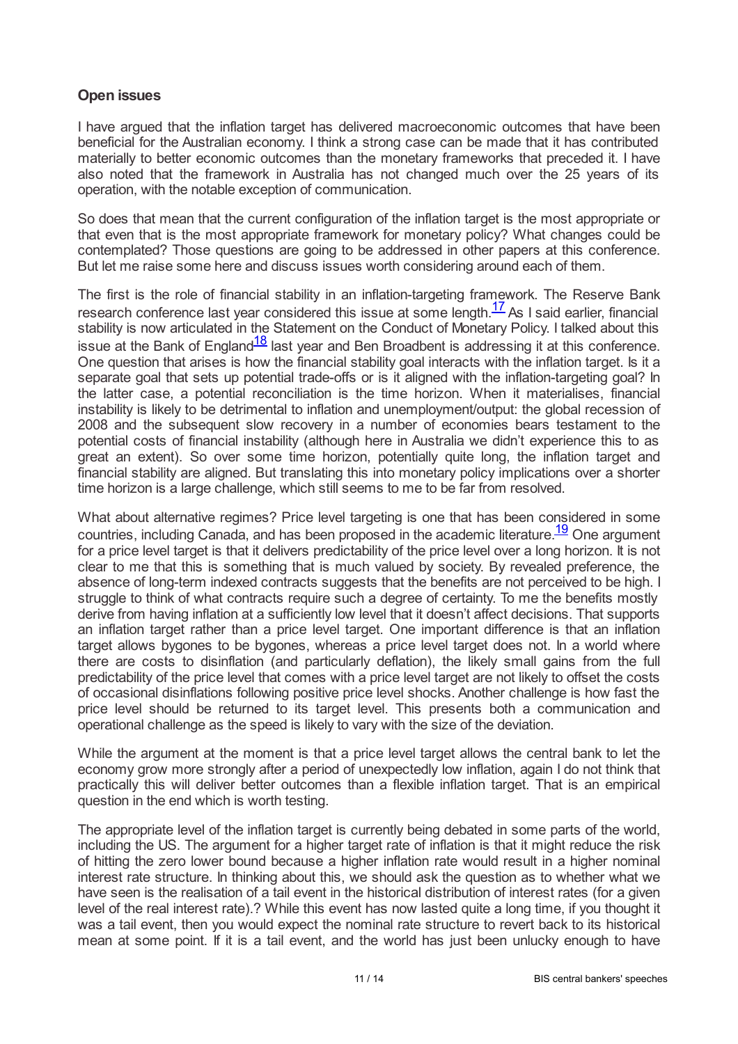### Open issues

I have argued that the inflation target has delivered macroeconomic outcomes that have been beneficial for the Australian economy. I think a strong case can be made that it has contributed materially to better economic outcomes than the monetary frameworks that preceded it. I have also noted that the framework in Australia has not changed much over the 25 years of its operation, with the notable exception of communication.

So does that mean that the current configuration of the inflation target is the most appropriate or that even that is the most appropriate framework for monetary policy? What changes could be contemplated? Those questions are going to be addressed in other papers at this conference. But let me raise some here and discuss issues worth considering around each of them.

The first is the role of financial stability in an inflation-targeting framework. The Reserve Bank research conference last year considered this issue at some length.[17] As I said earlier, financial stability is now articulated in the Statement on the Conduct of Monetary Policy. I talked about this issue at the Bank of England[18] last year and Ben Broadbent is addressing it at this conference. One question that arises is how the financial stability goal interacts with the inflation target. Is it a separate goal that sets up potential trade-offs or is it aligned with the inflation-targeting goal? In the latter case, a potential reconciliation is the time horizon. When it materialises, financial instability is likely to be detrimental to inflation and unemployment/output: the global recession of 2008 and the subsequent slow recovery in a number of economies bears testament to the potential costs of financial instability (although here in Australia we didn't experience this to as great an extent). So over some time horizon, potentially quite long, the inflation target and financial stability are aligned. But translating this into monetary policy implications over a shorter time horizon is a large challenge, which still seems to me to be far from resolved.

What about alternative regimes? Price level targeting is one that has been considered in some countries, including Canada, and has been proposed in the academic literature.[19] One argument for a price level target is that it delivers predictability of the price level over a long horizon. It is not clear to me that this is something that is much valued by society. By revealed preference, the absence of long-term indexed contracts suggests that the benefits are not perceived to be high. I struggle to think of what contracts require such a degree of certainty. To me the benefits mostly derive from having inflation at a sufficiently low level that it doesn't affect decisions. That supports an inflation target rather than a price level target. One important difference is that an inflation target allows bygones to be bygones, whereas a price level target does not. In a world where there are costs to disinflation (and particularly deflation), the likely small gains from the full predictability of the price level that comes with a price level target are not likely to offset the costs of occasional disinflations following positive price level shocks. Another challenge is how fast the price level should be returned to its target level. This presents both a communication and operational challenge as the speed is likely to vary with the size of the deviation.

While the argument at the moment is that a price level target allows the central bank to let the economy grow more strongly after a period of unexpectedly low inflation, again I do not think that practically this will deliver better outcomes than a flexible inflation target. That is an empirical question in the end which is worth testing.

The appropriate level of the inflation target is currently being debated in some parts of the world, including the US. The argument for a higher target rate of inflation is that it might reduce the risk of hitting the zero lower bound because a higher inflation rate would result in a higher nominal interest rate structure. In thinking about this, we should ask the question as to whether what we have seen is the realisation of a tail event in the historical distribution of interest rates (for a given level of the real interest rate).? While this event has now lasted quite a long time, if you thought it was a tail event, then you would expect the nominal rate structure to revert back to its historical mean at some point. If it is a tail event, and the world has just been unlucky enough to have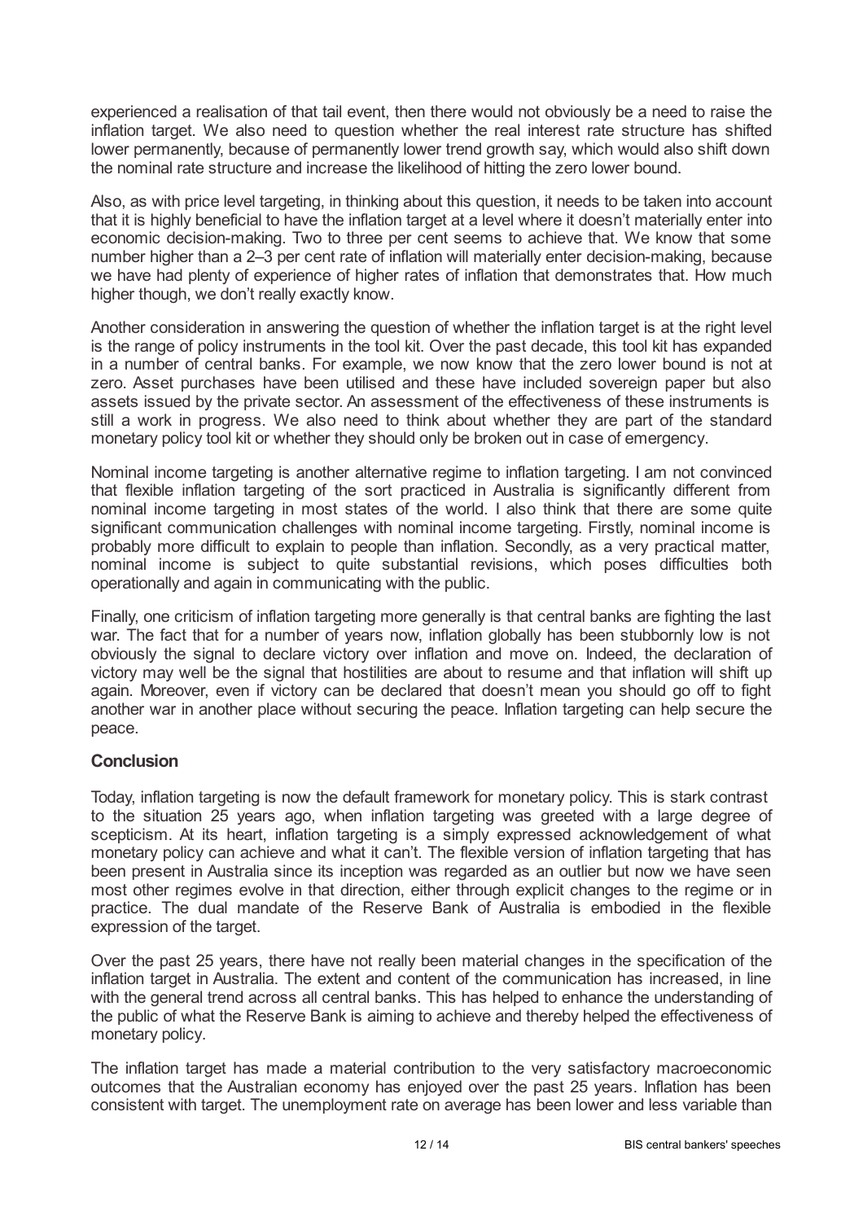experienced a realisation of that tail event, then there would not obviously be a need to raise the inflation target. We also need to question whether the real interest rate structure has shifted lower permanently, because of permanently lower trend growth say, which would also shift down the nominal rate structure and increase the likelihood of hitting the zero lower bound.

Also, as with price level targeting, in thinking about this question, it needs to be taken into account that it is highly beneficial to have the inflation target at a level where it doesn't materially enter into economic decision-making. Two to three per cent seems to achieve that. We know that some number higher than a 2–3 per cent rate of inflation will materially enter decision-making, because we have had plenty of experience of higher rates of inflation that demonstrates that. How much higher though, we don't really exactly know.

Another consideration in answering the question of whether the inflation target is at the right level is the range of policy instruments in the tool kit. Over the past decade, this tool kit has expanded in a number of central banks. For example, we now know that the zero lower bound is not at zero. Asset purchases have been utilised and these have included sovereign paper but also assets issued by the private sector. An assessment of the effectiveness of these instruments is still a work in progress. We also need to think about whether they are part of the standard monetary policy tool kit or whether they should only be broken out in case of emergency.

Nominal income targeting is another alternative regime to inflation targeting. I am not convinced that flexible inflation targeting of the sort practiced in Australia is significantly different from nominal income targeting in most states of the world. I also think that there are some quite significant communication challenges with nominal income targeting. Firstly, nominal income is probably more difficult to explain to people than inflation. Secondly, as a very practical matter, nominal income is subject to quite substantial revisions, which poses difficulties both operationally and again in communicating with the public.

Finally, one criticism of inflation targeting more generally is that central banks are fighting the last war. The fact that for a number of years now, inflation globally has been stubbornly low is not obviously the signal to declare victory over inflation and move on. Indeed, the declaration of victory may well be the signal that hostilities are about to resume and that inflation will shift up again. Moreover, even if victory can be declared that doesn't mean you should go off to fight another war in another place without securing the peace. Inflation targeting can help secure the peace.

## Conclusion

Today, inflation targeting is now the default framework for monetary policy. This is stark contrast to the situation 25 years ago, when inflation targeting was greeted with a large degree of scepticism. At its heart, inflation targeting is a simply expressed acknowledgement of what monetary policy can achieve and what it can't. The flexible version of inflation targeting that has been present in Australia since its inception was regarded as an outlier but now we have seen most other regimes evolve in that direction, either through explicit changes to the regime or in practice. The dual mandate of the Reserve Bank of Australia is embodied in the flexible expression of the target.

Over the past 25 years, there have not really been material changes in the specification of the inflation target in Australia. The extent and content of the communication has increased, in line with the general trend across all central banks. This has helped to enhance the understanding of the public of what the Reserve Bank is aiming to achieve and thereby helped the effectiveness of monetary policy.

The inflation target has made a material contribution to the very satisfactory macroeconomic outcomes that the Australian economy has enjoyed over the past 25 years. Inflation has been consistent with target. The unemployment rate on average has been lower and less variable than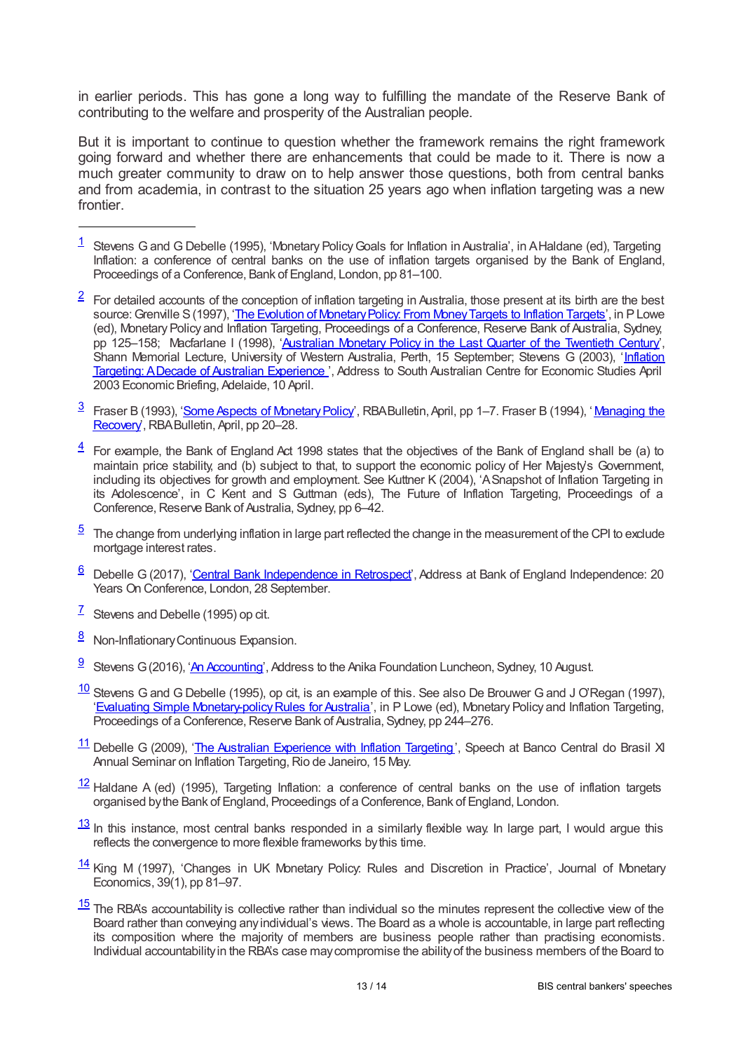in earlier periods. This has gone a long way to fulfilling the mandate of the Reserve Bank of contributing to the welfare and prosperity of the Australian people.

But it is important to continue to question whether the framework remains the right framework going forward and whether there are enhancements that could be made to it. There is now a much greater community to draw on to help answer those questions, both from central banks and from academia, in contrast to the situation 25 years ago when inflation targeting was a new frontier.

---

1 Stevens G and G Debelle (1995), 'Monetary Policy Goals for Inflation in Australia', in A Haldane (ed), Targeting Inflation: a conference of central banks on the use of inflation targets organised by the Bank of England, Proceedings of a Conference, Bank of England, London, pp 81–100.

2 For detailed accounts of the conception of inflation targeting in Australia, those present at its birth are the best source: Grenville S (1997), 'The Evolution of Monetary Policy: From Money Targets to Inflation Targets', in P Lowe (ed), Monetary Policy and Inflation Targeting, Proceedings of a Conference, Reserve Bank of Australia, Sydney, pp 125–158; Macfarlane I (1998), 'Australian Monetary Policy in the Last Quarter of the Twentieth Century', Shann Memorial Lecture, University of Western Australia, Perth, 15 September; Stevens G (2003), 'Inflation Targeting: A Decade of Australian Experience', Address to South Australian Centre for Economic Studies April 2003 Economic Briefing, Adelaide, 10 April.

3 Fraser B (1993), 'Some Aspects of Monetary Policy', RBA Bulletin, April, pp 1–7. Fraser B (1994), 'Managing the Recovery', RBA Bulletin, April, pp 20–28.

4 For example, the Bank of England Act 1998 states that the objectives of the Bank of England shall be (a) to maintain price stability, and (b) subject to that, to support the economic policy of Her Majesty's Government, including its objectives for growth and employment. See Kuttner K (2004), 'A Snapshot of Inflation Targeting in its Adolescence', in C Kent and S Guttman (eds), The Future of Inflation Targeting, Proceedings of a Conference, Reserve Bank of Australia, Sydney, pp 6–42.

5 The change from underlying inflation in large part reflected the change in the measurement of the CPI to exclude mortgage interest rates.

6 Debelle G (2017), 'Central Bank Independence in Retrospect', Address at Bank of England Independence: 20 Years On Conference, London, 28 September.

7 Stevens and Debelle (1995) op cit.

8 Non-Inflationary Continuous Expansion.

9 Stevens G (2016), 'An Accounting', Address to the Anika Foundation Luncheon, Sydney, 10 August.

10 Stevens G and G Debelle (1995), op cit, is an example of this. See also De Brouwer G and J O'Regan (1997), 'Evaluating Simple Monetary-policy Rules for Australia', in P Lowe (ed), Monetary Policy and Inflation Targeting, Proceedings of a Conference, Reserve Bank of Australia, Sydney, pp 244–276.

11 Debelle G (2009), 'The Australian Experience with Inflation Targeting', Speech at Banco Central do Brasil XI Annual Seminar on Inflation Targeting, Rio de Janeiro, 15 May.

12 Haldane A (ed) (1995), Targeting Inflation: a conference of central banks on the use of inflation targets organised by the Bank of England, Proceedings of a Conference, Bank of England, London.

13 In this instance, most central banks responded in a similarly flexible way. In large part, I would argue this reflects the convergence to more flexible frameworks by this time.

14 King M (1997), 'Changes in UK Monetary Policy: Rules and Discretion in Practice', Journal of Monetary Economics, 39(1), pp 81–97.

15 The RBA's accountability is collective rather than individual so the minutes represent the collective view of the Board rather than conveying any individual's views. The Board as a whole is accountable, in large part reflecting its composition where the majority of members are business people rather than practising economists. Individual accountability in the RBA's case may compromise the ability of the business members of the Board to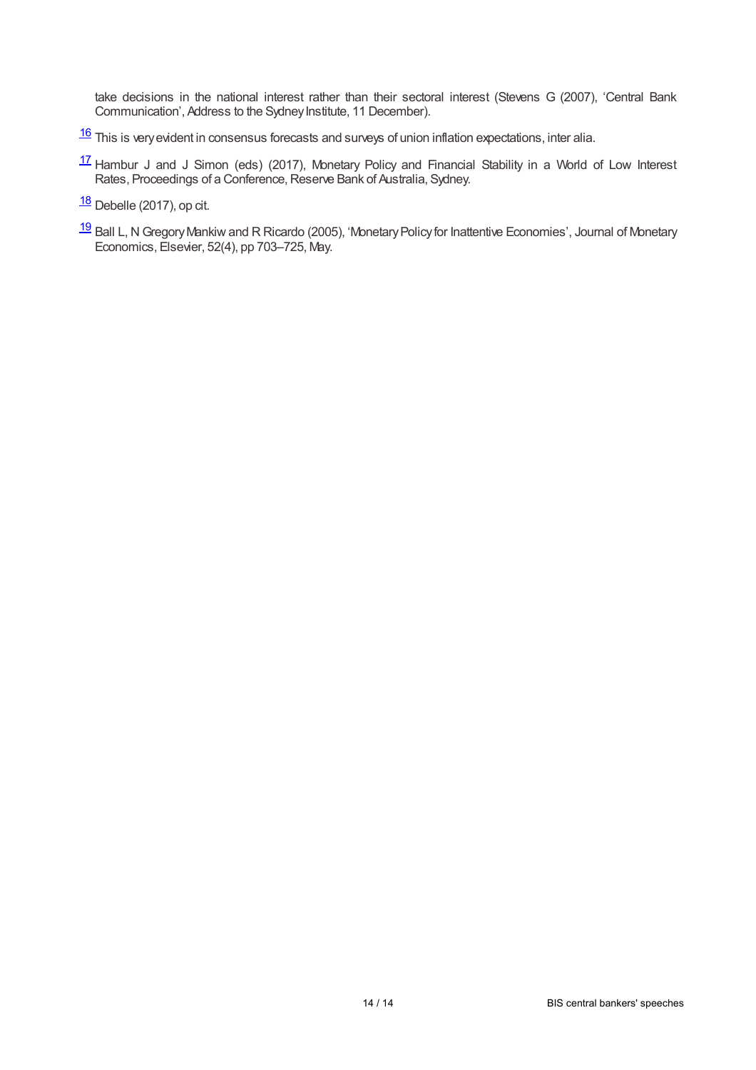take decisions in the national interest rather than their sectoral interest (Stevens G (2007), 'Central Bank Communication', Address to the Sydney Institute, 11 December).

[16] This is very evident in consensus forecasts and surveys of union inflation expectations, inter alia.

[17] Hambur J and J Simon (eds) (2017), Monetary Policy and Financial Stability in a World of Low Interest Rates, Proceedings of a Conference, Reserve Bank of Australia, Sydney.

[18] Debelle (2017), op cit.

[19] Ball L, N Gregory Mankiw and R Ricardo (2005), 'Monetary Policy for Inattentive Economies', Journal of Monetary Economics, Elsevier, 52(4), pp 703–725, May.